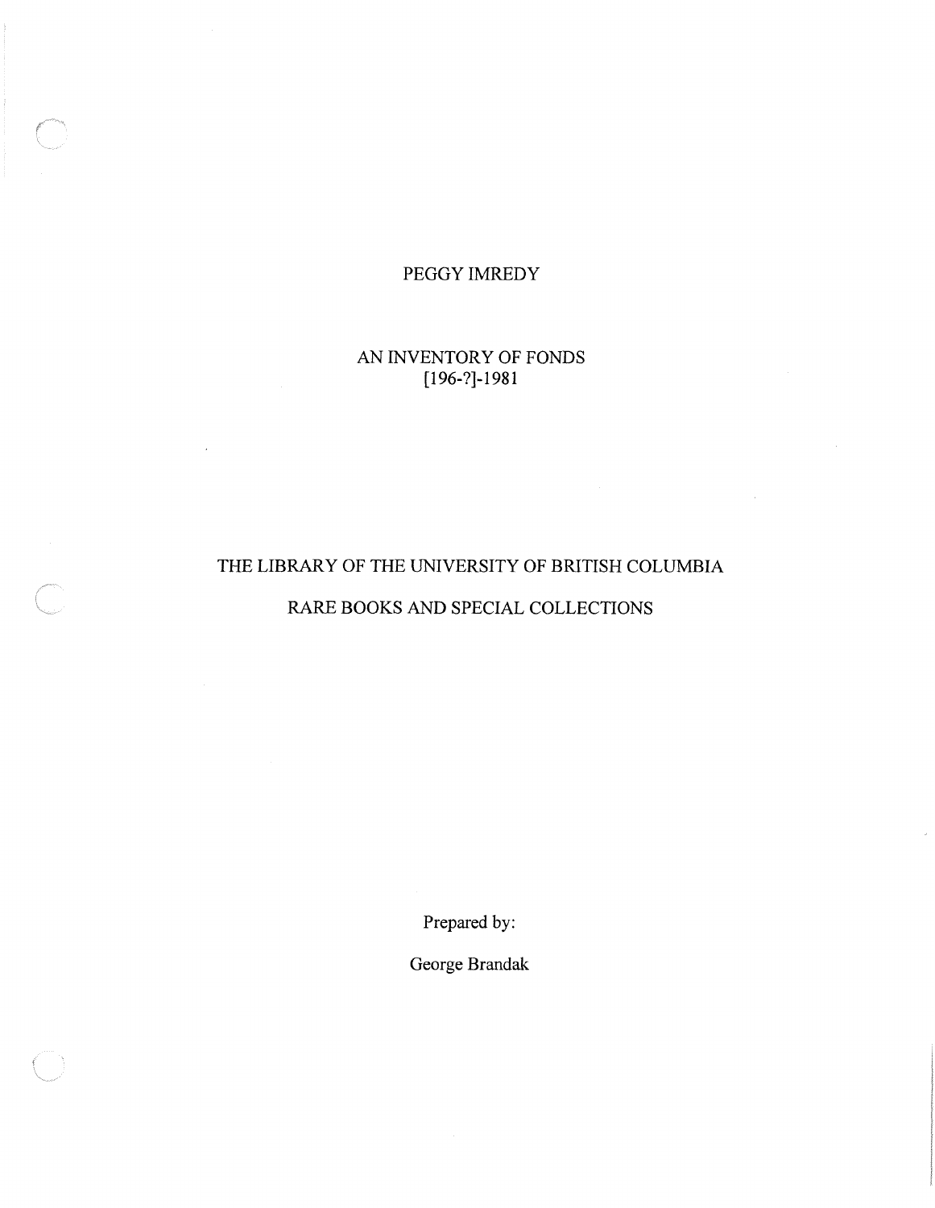# PEGGY IMREDY

## AN INVENTORY OF FONDS
## [196-?]-1981

THE LIBRARY OF THE UNIVERSITY OF BRITISH COLUMBIA

RARE BOOKS AND SPECIAL COLLECTIONS

Prepared by:

George Brandak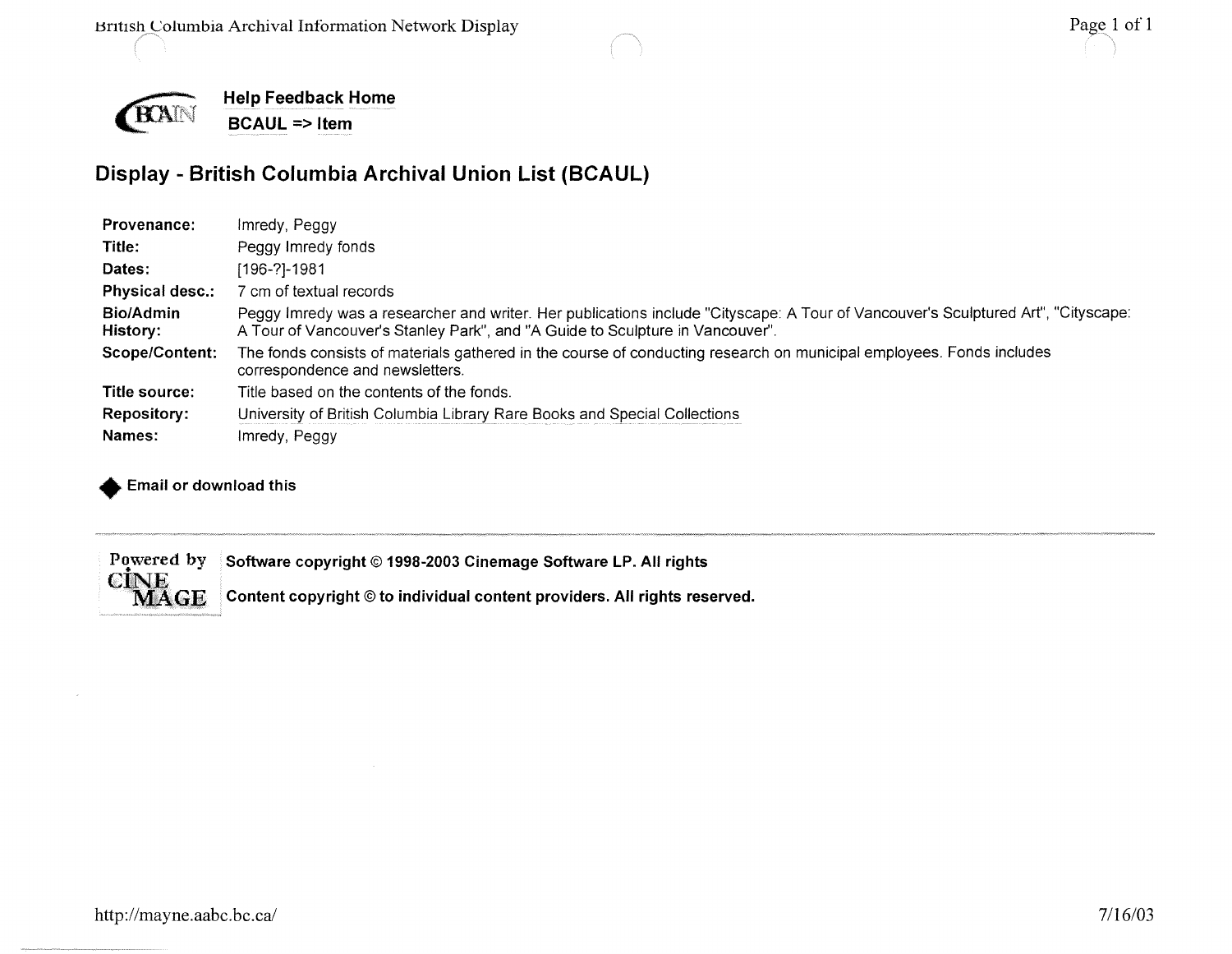Help Feedback Home
BCAUL => Item

# Display - British Columbia Archival Union List (BCAUL)

| | |
|---|---|
| **Provenance:** | Imredy, Peggy |
| **Title:** | Peggy Imredy fonds |
| **Dates:** | [196-?]-1981 |
| **Physical desc.:** | 7 cm of textual records |
| **Bio/Admin History:** | Peggy Imredy was a researcher and writer. Her publications include "Cityscape: A Tour of Vancouver's Sculptured Art", "Cityscape: A Tour of Vancouver's Stanley Park", and "A Guide to Sculpture in Vancouver". |
| **Scope/Content:** | The fonds consists of materials gathered in the course of conducting research on municipal employees. Fonds includes correspondence and newsletters. |
| **Title source:** | Title based on the contents of the fonds. |
| **Repository:** | University of British Columbia Library Rare Books and Special Collections |
| **Names:** | Imredy, Peggy |

◆ **Email or download this**

---

Powered by CINEMAGE **Software copyright © 1998-2003 Cinemage Software LP. All rights**

**Content copyright © to individual content providers. All rights reserved.**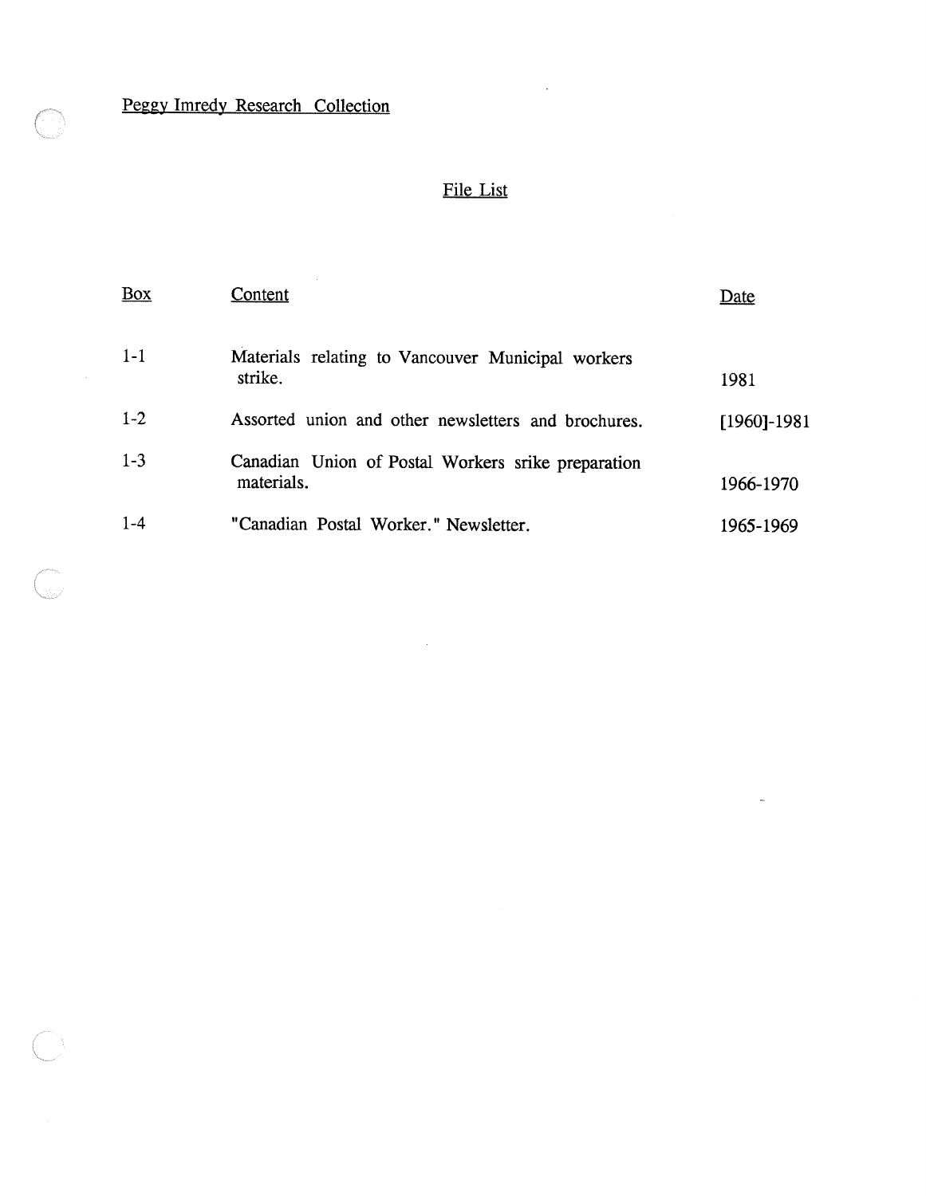Peggy Imredy Research Collection

## File List

| Box | Content | Date |
|---|---|---|
| 1-1 | Materials relating to Vancouver Municipal workers strike. | 1981 |
| 1-2 | Assorted union and other newsletters and brochures. | [1960]-1981 |
| 1-3 | Canadian Union of Postal Workers srike preparation materials. | 1966-1970 |
| 1-4 | "Canadian Postal Worker." Newsletter. | 1965-1969 |